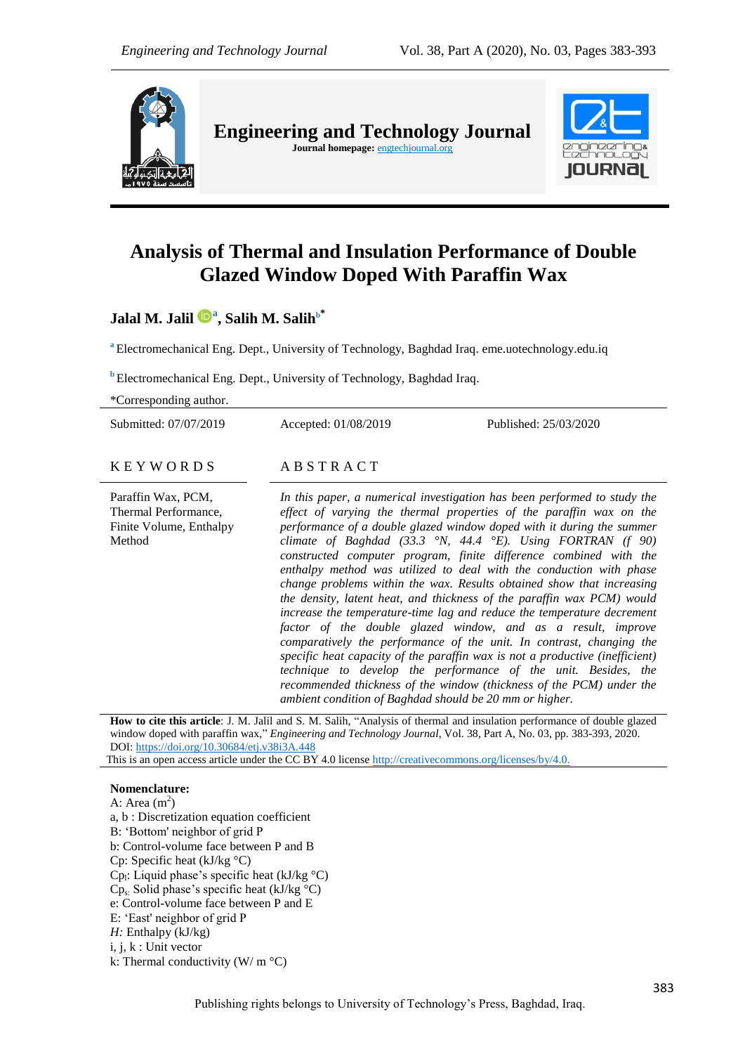**Engineering and Technology Journal**

**Journal homepage:** engtechjournal.org

# Analysis of Thermal and Insulation Performance of Double Glazed Window Doped With Paraffin Wax

**Jalal M. Jalil** [a], **Salih M. Salih** [b*]

[a] Electromechanical Eng. Dept., University of Technology, Baghdad Iraq. eme.uotechnology.edu.iq

[b] Electromechanical Eng. Dept., University of Technology, Baghdad Iraq.

*Corresponding author.

Submitted: 07/07/2019 Accepted: 01/08/2019 Published: 25/03/2020

## KEYWORDS

Paraffin Wax, PCM, Thermal Performance, Finite Volume, Enthalpy Method

## ABSTRACT

*In this paper, a numerical investigation has been performed to study the effect of varying the thermal properties of the paraffin wax on the performance of a double glazed window doped with it during the summer climate of Baghdad (33.3 °N, 44.4 °E). Using FORTRAN (f 90) constructed computer program, finite difference combined with the enthalpy method was utilized to deal with the conduction with phase change problems within the wax. Results obtained show that increasing the density, latent heat, and thickness of the paraffin wax PCM) would increase the temperature-time lag and reduce the temperature decrement factor of the double glazed window, and as a result, improve comparatively the performance of the unit. In contrast, changing the specific heat capacity of the paraffin wax is not a productive (inefficient) technique to develop the performance of the unit. Besides, the recommended thickness of the window (thickness of the PCM) under the ambient condition of Baghdad should be 20 mm or higher.*

**How to cite this article**: J. M. Jalil and S. M. Salih, "Analysis of thermal and insulation performance of double glazed window doped with paraffin wax," *Engineering and Technology Journal*, Vol. 38, Part A, No. 03, pp. 383-393, 2020. DOI: https://doi.org/10.30684/etj.v38i3A.448

This is an open access article under the CC BY 4.0 license http://creativecommons.org/licenses/by/4.0.

**Nomenclature:**

A: Area ($m^2$)

a, b : Discretization equation coefficient

B: 'Bottom' neighbor of grid P

b: Control-volume face between P and B

Cp: Specific heat (kJ/kg °C)

$Cp_l$: Liquid phase's specific heat (kJ/kg °C)

$Cp_s$: Solid phase's specific heat (kJ/kg °C)

e: Control-volume face between P and E

E: 'East' neighbor of grid P

*H:* Enthalpy (kJ/kg)

i, j, k : Unit vector

k: Thermal conductivity (W/ m °C)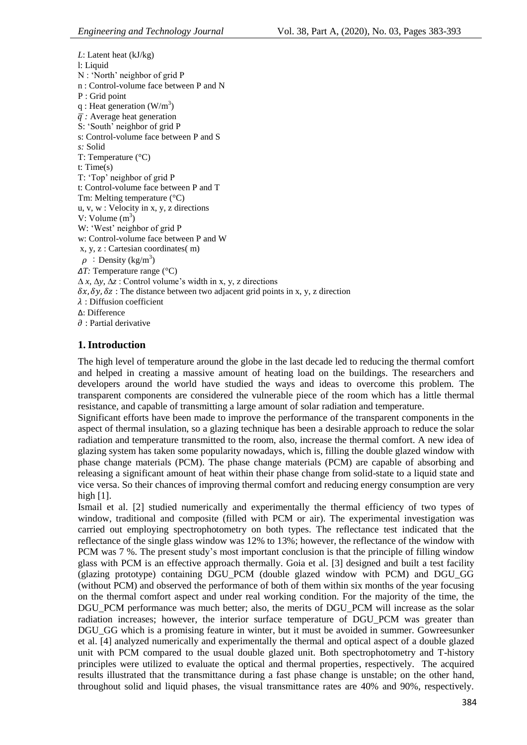$L$: Latent heat (kJ/kg)
l: Liquid
N : 'North' neighbor of grid P
n : Control-volume face between P and N
P : Grid point
q : Heat generation (W/m$^3$)
$\bar{q}$ : Average heat generation
S: 'South' neighbor of grid P
s: Control-volume face between P and S
*s:* Solid
T: Temperature (°C)
t: Time(s)
T: 'Top' neighbor of grid P
t: Control-volume face between P and T
Tm: Melting temperature (°C)
u, v, w : Velocity in x, y, z directions
V: Volume (m$^3$)
W: 'West' neighbor of grid P
w: Control-volume face between P and W
x, y, z : Cartesian coordinates( m)
$\rho$ : Density (kg/m$^3$)
$\Delta T$: Temperature range (°C)
$\Delta x$, $\Delta y$, $\Delta z$ : Control volume's width in x, y, z directions
$\delta x, \delta y, \delta z$ : The distance between two adjacent grid points in x, y, z direction
$\lambda$ : Diffusion coefficient
$\Delta$: Difference
$\partial$ : Partial derivative

## 1. Introduction

The high level of temperature around the globe in the last decade led to reducing the thermal comfort and helped in creating a massive amount of heating load on the buildings. The researchers and developers around the world have studied the ways and ideas to overcome this problem. The transparent components are considered the vulnerable piece of the room which has a little thermal resistance, and capable of transmitting a large amount of solar radiation and temperature.

Significant efforts have been made to improve the performance of the transparent components in the aspect of thermal insulation, so a glazing technique has been a desirable approach to reduce the solar radiation and temperature transmitted to the room, also, increase the thermal comfort. A new idea of glazing system has taken some popularity nowadays, which is, filling the double glazed window with phase change materials (PCM). The phase change materials (PCM) are capable of absorbing and releasing a significant amount of heat within their phase change from solid-state to a liquid state and vice versa. So their chances of improving thermal comfort and reducing energy consumption are very high [1].

Ismail et al. [2] studied numerically and experimentally the thermal efficiency of two types of window, traditional and composite (filled with PCM or air). The experimental investigation was carried out employing spectrophotometry on both types. The reflectance test indicated that the reflectance of the single glass window was 12% to 13%; however, the reflectance of the window with PCM was 7 %. The present study's most important conclusion is that the principle of filling window glass with PCM is an effective approach thermally. Goia et al. [3] designed and built a test facility (glazing prototype) containing DGU_PCM (double glazed window with PCM) and DGU_GG (without PCM) and observed the performance of both of them within six months of the year focusing on the thermal comfort aspect and under real working condition. For the majority of the time, the DGU_PCM performance was much better; also, the merits of DGU_PCM will increase as the solar radiation increases; however, the interior surface temperature of DGU_PCM was greater than DGU_GG which is a promising feature in winter, but it must be avoided in summer. Gowreesunker et al. [4] analyzed numerically and experimentally the thermal and optical aspect of a double glazed unit with PCM compared to the usual double glazed unit. Both spectrophotometry and T-history principles were utilized to evaluate the optical and thermal properties, respectively. The acquired results illustrated that the transmittance during a fast phase change is unstable; on the other hand, throughout solid and liquid phases, the visual transmittance rates are 40% and 90%, respectively.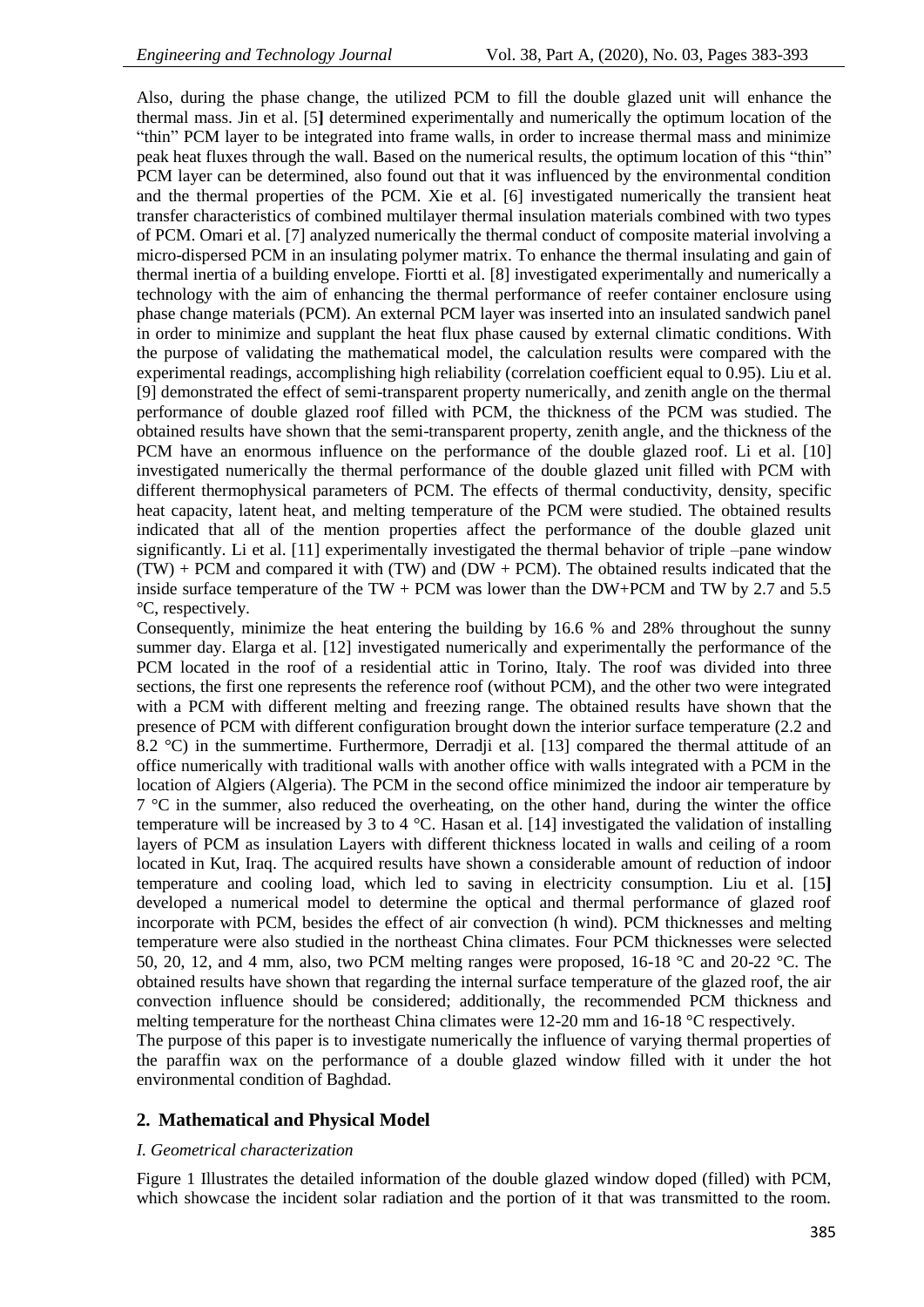Also, during the phase change, the utilized PCM to fill the double glazed unit will enhance the thermal mass. Jin et al. [5] determined experimentally and numerically the optimum location of the "thin" PCM layer to be integrated into frame walls, in order to increase thermal mass and minimize peak heat fluxes through the wall. Based on the numerical results, the optimum location of this "thin" PCM layer can be determined, also found out that it was influenced by the environmental condition and the thermal properties of the PCM. Xie et al. [6] investigated numerically the transient heat transfer characteristics of combined multilayer thermal insulation materials combined with two types of PCM. Omari et al. [7] analyzed numerically the thermal conduct of composite material involving a micro-dispersed PCM in an insulating polymer matrix. To enhance the thermal insulating and gain of thermal inertia of a building envelope. Fiortti et al. [8] investigated experimentally and numerically a technology with the aim of enhancing the thermal performance of reefer container enclosure using phase change materials (PCM). An external PCM layer was inserted into an insulated sandwich panel in order to minimize and supplant the heat flux phase caused by external climatic conditions. With the purpose of validating the mathematical model, the calculation results were compared with the experimental readings, accomplishing high reliability (correlation coefficient equal to 0.95). Liu et al. [9] demonstrated the effect of semi-transparent property numerically, and zenith angle on the thermal performance of double glazed roof filled with PCM, the thickness of the PCM was studied. The obtained results have shown that the semi-transparent property, zenith angle, and the thickness of the PCM have an enormous influence on the performance of the double glazed roof. Li et al. [10] investigated numerically the thermal performance of the double glazed unit filled with PCM with different thermophysical parameters of PCM. The effects of thermal conductivity, density, specific heat capacity, latent heat, and melting temperature of the PCM were studied. The obtained results indicated that all of the mention properties affect the performance of the double glazed unit significantly. Li et al. [11] experimentally investigated the thermal behavior of triple –pane window (TW) + PCM and compared it with (TW) and (DW + PCM). The obtained results indicated that the inside surface temperature of the TW + PCM was lower than the DW+PCM and TW by 2.7 and 5.5 °C, respectively.

Consequently, minimize the heat entering the building by 16.6 % and 28% throughout the sunny summer day. Elarga et al. [12] investigated numerically and experimentally the performance of the PCM located in the roof of a residential attic in Torino, Italy. The roof was divided into three sections, the first one represents the reference roof (without PCM), and the other two were integrated with a PCM with different melting and freezing range. The obtained results have shown that the presence of PCM with different configuration brought down the interior surface temperature (2.2 and 8.2 °C) in the summertime. Furthermore, Derradji et al. [13] compared the thermal attitude of an office numerically with traditional walls with another office with walls integrated with a PCM in the location of Algiers (Algeria). The PCM in the second office minimized the indoor air temperature by 7 °C in the summer, also reduced the overheating, on the other hand, during the winter the office temperature will be increased by 3 to 4 °C. Hasan et al. [14] investigated the validation of installing layers of PCM as insulation Layers with different thickness located in walls and ceiling of a room located in Kut, Iraq. The acquired results have shown a considerable amount of reduction of indoor temperature and cooling load, which led to saving in electricity consumption. Liu et al. [15] developed a numerical model to determine the optical and thermal performance of glazed roof incorporate with PCM, besides the effect of air convection (h wind). PCM thicknesses and melting temperature were also studied in the northeast China climates. Four PCM thicknesses were selected 50, 20, 12, and 4 mm, also, two PCM melting ranges were proposed, 16-18 °C and 20-22 °C. The obtained results have shown that regarding the internal surface temperature of the glazed roof, the air convection influence should be considered; additionally, the recommended PCM thickness and melting temperature for the northeast China climates were 12-20 mm and 16-18 °C respectively.

The purpose of this paper is to investigate numerically the influence of varying thermal properties of the paraffin wax on the performance of a double glazed window filled with it under the hot environmental condition of Baghdad.

## 2. Mathematical and Physical Model

### *I. Geometrical characterization*

Figure 1 Illustrates the detailed information of the double glazed window doped (filled) with PCM, which showcase the incident solar radiation and the portion of it that was transmitted to the room.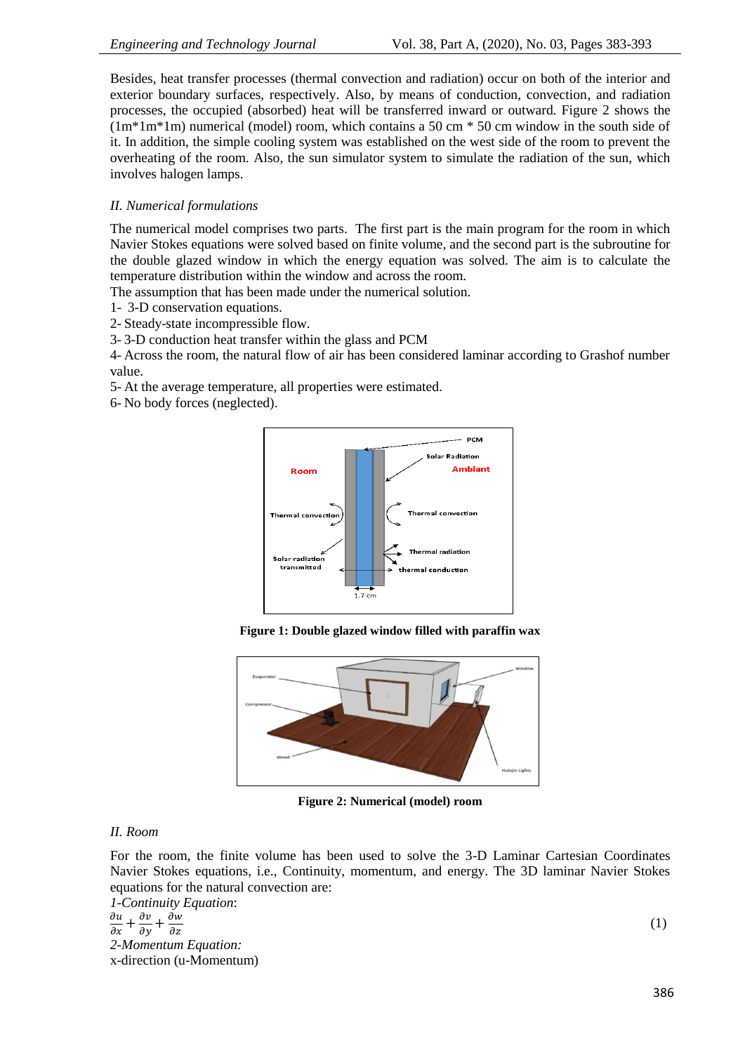Besides, heat transfer processes (thermal convection and radiation) occur on both of the interior and exterior boundary surfaces, respectively. Also, by means of conduction, convection, and radiation processes, the occupied (absorbed) heat will be transferred inward or outward. Figure 2 shows the (1m*1m*1m) numerical (model) room, which contains a 50 cm * 50 cm window in the south side of it. In addition, the simple cooling system was established on the west side of the room to prevent the overheating of the room. Also, the sun simulator system to simulate the radiation of the sun, which involves halogen lamps.

*II. Numerical formulations*

The numerical model comprises two parts. The first part is the main program for the room in which Navier Stokes equations were solved based on finite volume, and the second part is the subroutine for the double glazed window in which the energy equation was solved. The aim is to calculate the temperature distribution within the window and across the room.

The assumption that has been made under the numerical solution.

1- 3-D conservation equations.
2- Steady-state incompressible flow.
3- 3-D conduction heat transfer within the glass and PCM
4- Across the room, the natural flow of air has been considered laminar according to Grashof number value.
5- At the average temperature, all properties were estimated.
6- No body forces (neglected).

**Figure 1: Double glazed window filled with paraffin wax**

**Figure 2: Numerical (model) room**

*II. Room*

For the room, the finite volume has been used to solve the 3-D Laminar Cartesian Coordinates Navier Stokes equations, i.e., Continuity, momentum, and energy. The 3D laminar Navier Stokes equations for the natural convection are:

*1-Continuity Equation*:

$$\frac{\partial u}{\partial x}+\frac{\partial v}{\partial y}+\frac{\partial w}{\partial z} \tag{1}$$

*2-Momentum Equation:*

x-direction (u-Momentum)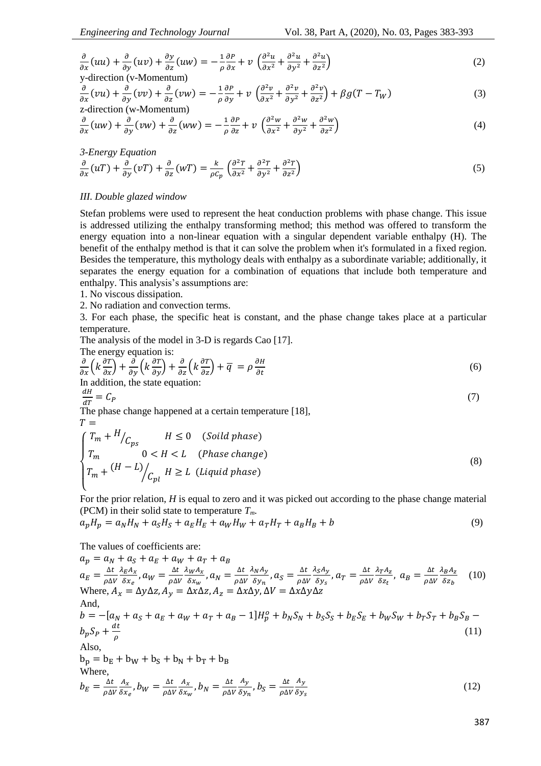$$\frac{\partial}{\partial x}(uu) + \frac{\partial}{\partial y}(uv) + \frac{\partial y}{\partial z}(uw) = -\frac{1}{\rho}\frac{\partial P}{\partial x} + v\left(\frac{\partial^2 u}{\partial x^2} + \frac{\partial^2 u}{\partial y^2} + \frac{\partial^2 u}{\partial z^2}\right) \tag{2}$$

y-direction (v-Momentum)

$$\frac{\partial}{\partial x}(vu) + \frac{\partial}{\partial y}(vv) + \frac{\partial}{\partial z}(vw) = -\frac{1}{\rho}\frac{\partial P}{\partial y} + v\left(\frac{\partial^2 v}{\partial x^2} + \frac{\partial^2 v}{\partial y^2} + \frac{\partial^2 v}{\partial z^2}\right) + \beta g(T - T_W) \tag{3}$$

z-direction (w-Momentum)

$$\frac{\partial}{\partial x}(uw) + \frac{\partial}{\partial y}(vw) + \frac{\partial}{\partial z}(ww) = -\frac{1}{\rho}\frac{\partial P}{\partial z} + v\left(\frac{\partial^2 w}{\partial x^2} + \frac{\partial^2 w}{\partial y^2} + \frac{\partial^2 w}{\partial z^2}\right) \tag{4}$$

*3-Energy Equation*

$$\frac{\partial}{\partial x}(uT) + \frac{\partial}{\partial y}(vT) + \frac{\partial}{\partial z}(wT) = \frac{k}{\rho C_p}\left(\frac{\partial^2 T}{\partial x^2} + \frac{\partial^2 T}{\partial y^2} + \frac{\partial^2 T}{\partial z^2}\right) \tag{5}$$

*III. Double glazed window*

Stefan problems were used to represent the heat conduction problems with phase change. This issue is addressed utilizing the enthalpy transforming method; this method was offered to transform the energy equation into a non-linear equation with a singular dependent variable enthalpy (H). The benefit of the enthalpy method is that it can solve the problem when it's formulated in a fixed region. Besides the temperature, this mythology deals with enthalpy as a subordinate variable; additionally, it separates the energy equation for a combination of equations that include both temperature and enthalpy. This analysis's assumptions are:

1. No viscous dissipation.
2. No radiation and convection terms.
3. For each phase, the specific heat is constant, and the phase change takes place at a particular temperature.

The analysis of the model in 3-D is regards Cao [17].

The energy equation is:

$$\frac{\partial}{\partial x}\left(k\frac{\partial T}{\partial x}\right) + \frac{\partial}{\partial y}\left(k\frac{\partial T}{\partial y}\right) + \frac{\partial}{\partial z}\left(k\frac{\partial T}{\partial z}\right) + \overline{q} = \rho\frac{\partial H}{\partial t} \tag{6}$$

In addition, the state equation:

$$\frac{dH}{dT} = C_P \tag{7}$$

The phase change happened at a certain temperature [18],

$$T = \begin{cases} T_m + H/C_{ps} & H \le 0 \quad (Soild\ phase) \\ T_m & 0 < H < L \quad (Phase\ change) \\ T_m + (H - L)/C_{pl} & H \ge L \quad (Liquid\ phase) \end{cases} \tag{8}$$

For the prior relation, *H* is equal to zero and it was picked out according to the phase change material (PCM) in their solid state to temperature $T_m$.

$$a_p H_p = a_N H_N + a_S H_S + a_E H_E + a_W H_W + a_T H_T + a_B H_B + b \tag{9}$$

The values of coefficients are:

$$a_p = a_N + a_S + a_E + a_W + a_T + a_B$$

$$a_E = \frac{\Delta t}{\rho \Delta V}\frac{\lambda_E A_x}{\delta x_e}, a_W = \frac{\Delta t}{\rho \Delta V}\frac{\lambda_W A_x}{\delta x_w}, a_N = \frac{\Delta t}{\rho \Delta V}\frac{\lambda_N A_y}{\delta y_n}, a_S = \frac{\Delta t}{\rho \Delta V}\frac{\lambda_S A_y}{\delta y_s}, a_T = \frac{\Delta t}{\rho \Delta V}\frac{\lambda_T A_z}{\delta z_t},\ a_B = \frac{\Delta t}{\rho \Delta V}\frac{\lambda_B A_z}{\delta z_b} \tag{10}$$

Where, $A_x = \Delta y \Delta z, A_y = \Delta x \Delta z, A_z = \Delta x \Delta y, \Delta V = \Delta x \Delta y \Delta z$

And,

$$b = -[a_N + a_S + a_E + a_W + a_T + a_B - 1]H_p^o + b_N S_N + b_S S_S + b_E S_E + b_W S_W + b_T S_T + b_B S_B - b_p S_P + \frac{dt}{\rho} \tag{11}$$

Also,

$$b_p = b_E + b_W + b_S + b_N + b_T + b_B$$

Where,

$$b_E = \frac{\Delta t}{\rho \Delta V}\frac{A_x}{\delta x_e}, b_W = \frac{\Delta t}{\rho \Delta V}\frac{A_x}{\delta x_w}, b_N = \frac{\Delta t}{\rho \Delta V}\frac{A_y}{\delta y_n}, b_S = \frac{\Delta t}{\rho \Delta V}\frac{A_y}{\delta y_s} \tag{12}$$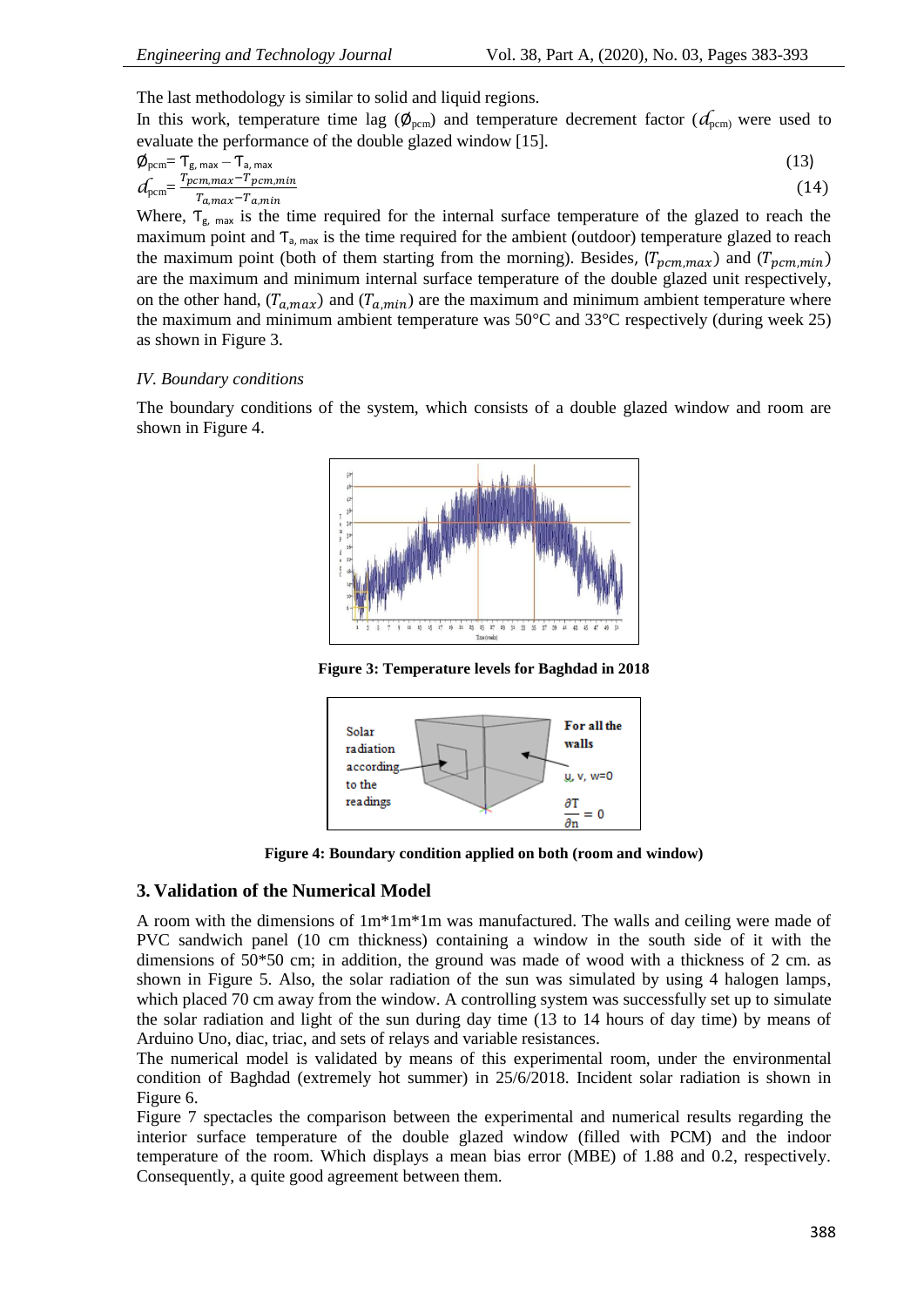The last methodology is similar to solid and liquid regions.

In this work, temperature time lag ($\phi_{pcm}$) and temperature decrement factor ($d_{pcm}$) were used to evaluate the performance of the double glazed window [15].

$$\phi_{pcm} = T_{g,\,max} - T_{a,\,max} \tag{13}$$

$$d_{pcm} = \frac{T_{pcm,max} - T_{pcm,min}}{T_{a,max} - T_{a,min}} \tag{14}$$

Where, $T_{g,\,max}$ is the time required for the internal surface temperature of the glazed to reach the maximum point and $T_{a,\,max}$ is the time required for the ambient (outdoor) temperature glazed to reach the maximum point (both of them starting from the morning). Besides, ($T_{pcm,max}$) and ($T_{pcm,min}$) are the maximum and minimum internal surface temperature of the double glazed unit respectively, on the other hand, ($T_{a,max}$) and ($T_{a,min}$) are the maximum and minimum ambient temperature where the maximum and minimum ambient temperature was 50°C and 33°C respectively (during week 25) as shown in Figure 3.

*IV. Boundary conditions*

The boundary conditions of the system, which consists of a double glazed window and room are shown in Figure 4.

**Figure 3: Temperature levels for Baghdad in 2018**

**Figure 4: Boundary condition applied on both (room and window)**

## 3. Validation of the Numerical Model

A room with the dimensions of 1m*1m*1m was manufactured. The walls and ceiling were made of PVC sandwich panel (10 cm thickness) containing a window in the south side of it with the dimensions of 50*50 cm; in addition, the ground was made of wood with a thickness of 2 cm. as shown in Figure 5. Also, the solar radiation of the sun was simulated by using 4 halogen lamps, which placed 70 cm away from the window. A controlling system was successfully set up to simulate the solar radiation and light of the sun during day time (13 to 14 hours of day time) by means of Arduino Uno, diac, triac, and sets of relays and variable resistances.

The numerical model is validated by means of this experimental room, under the environmental condition of Baghdad (extremely hot summer) in 25/6/2018. Incident solar radiation is shown in Figure 6.

Figure 7 spectacles the comparison between the experimental and numerical results regarding the interior surface temperature of the double glazed window (filled with PCM) and the indoor temperature of the room. Which displays a mean bias error (MBE) of 1.88 and 0.2, respectively. Consequently, a quite good agreement between them.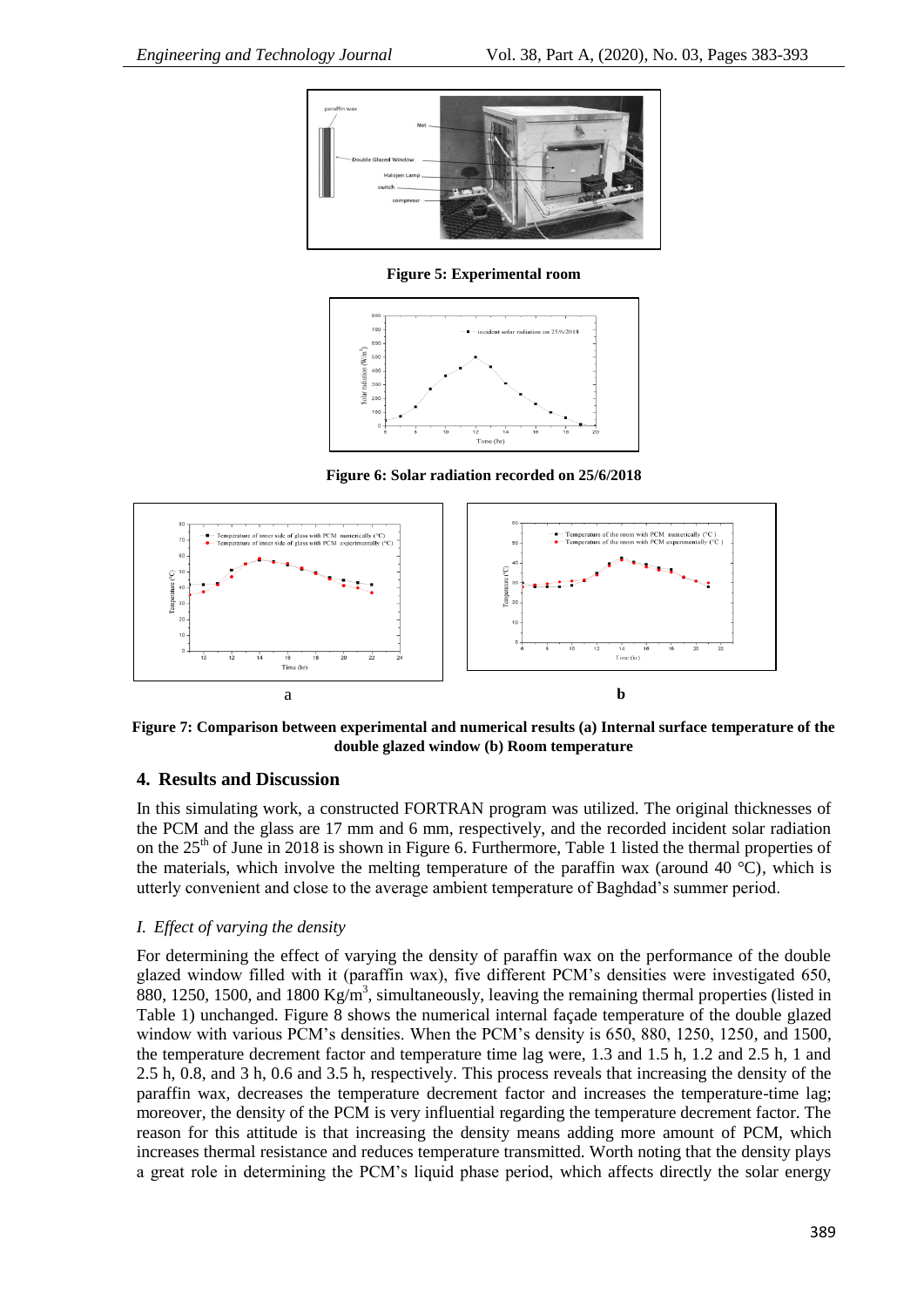**Figure 5: Experimental room**

**Figure 6: Solar radiation recorded on 25/6/2018**

a b

**Figure 7: Comparison between experimental and numerical results (a) Internal surface temperature of the double glazed window (b) Room temperature**

## 4. Results and Discussion

In this simulating work, a constructed FORTRAN program was utilized. The original thicknesses of the PCM and the glass are 17 mm and 6 mm, respectively, and the recorded incident solar radiation on the 25th of June in 2018 is shown in Figure 6. Furthermore, Table 1 listed the thermal properties of the materials, which involve the melting temperature of the paraffin wax (around 40 °C), which is utterly convenient and close to the average ambient temperature of Baghdad's summer period.

### *I. Effect of varying the density*

For determining the effect of varying the density of paraffin wax on the performance of the double glazed window filled with it (paraffin wax), five different PCM's densities were investigated 650, 880, 1250, 1500, and 1800 Kg/m$^3$, simultaneously, leaving the remaining thermal properties (listed in Table 1) unchanged. Figure 8 shows the numerical internal façade temperature of the double glazed window with various PCM's densities. When the PCM's density is 650, 880, 1250, 1250, and 1500, the temperature decrement factor and temperature time lag were, 1.3 and 1.5 h, 1.2 and 2.5 h, 1 and 2.5 h, 0.8, and 3 h, 0.6 and 3.5 h, respectively. This process reveals that increasing the density of the paraffin wax, decreases the temperature decrement factor and increases the temperature-time lag; moreover, the density of the PCM is very influential regarding the temperature decrement factor. The reason for this attitude is that increasing the density means adding more amount of PCM, which increases thermal resistance and reduces temperature transmitted. Worth noting that the density plays a great role in determining the PCM's liquid phase period, which affects directly the solar energy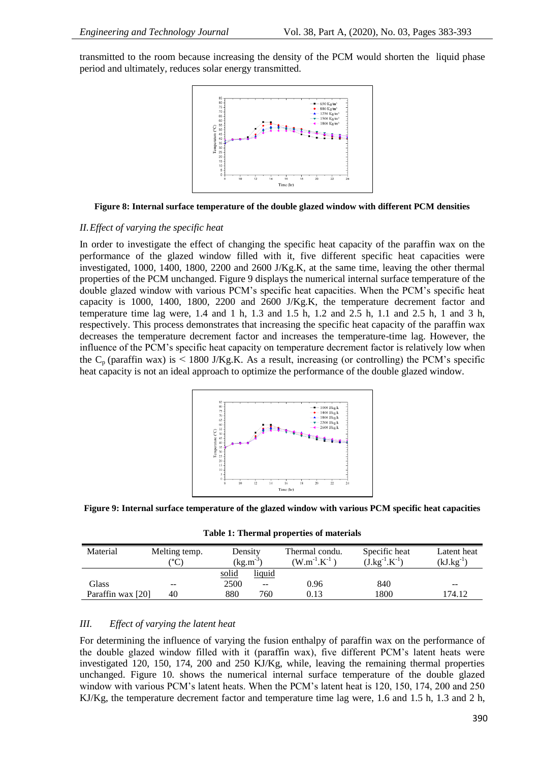transmitted to the room because increasing the density of the PCM would shorten the liquid phase period and ultimately, reduces solar energy transmitted.

**Figure 8: Internal surface temperature of the double glazed window with different PCM densities**

*II. Effect of varying the specific heat*

In order to investigate the effect of changing the specific heat capacity of the paraffin wax on the performance of the glazed window filled with it, five different specific heat capacities were investigated, 1000, 1400, 1800, 2200 and 2600 J/Kg.K, at the same time, leaving the other thermal properties of the PCM unchanged. Figure 9 displays the numerical internal surface temperature of the double glazed window with various PCM's specific heat capacities. When the PCM's specific heat capacity is 1000, 1400, 1800, 2200 and 2600 J/Kg.K, the temperature decrement factor and temperature time lag were, 1.4 and 1 h, 1.3 and 1.5 h, 1.2 and 2.5 h, 1.1 and 2.5 h, 1 and 3 h, respectively. This process demonstrates that increasing the specific heat capacity of the paraffin wax decreases the temperature decrement factor and increases the temperature-time lag. However, the influence of the PCM's specific heat capacity on temperature decrement factor is relatively low when the $C_p$ (paraffin wax) is < 1800 J/Kg.K. As a result, increasing (or controlling) the PCM's specific heat capacity is not an ideal approach to optimize the performance of the double glazed window.

**Figure 9: Internal surface temperature of the glazed window with various PCM specific heat capacities**

**Table 1: Thermal properties of materials**

| Material | Melting temp. (°C) | Density ($kg.m^{-3}$) | | Thermal condu. ($W.m^{-1}.K^{-1}$) | Specific heat ($J.kg^{-1}.K^{-1}$) | Latent heat ($kJ.kg^{-1}$) |
|---|---|---|---|---|---|---|
| | | solid | liquid | | | |
| Glass | -- | 2500 | -- | 0.96 | 840 | -- |
| Paraffin wax [20] | 40 | 880 | 760 | 0.13 | 1800 | 174.12 |

*III. Effect of varying the latent heat*

For determining the influence of varying the fusion enthalpy of paraffin wax on the performance of the double glazed window filled with it (paraffin wax), five different PCM's latent heats were investigated 120, 150, 174, 200 and 250 KJ/Kg, while, leaving the remaining thermal properties unchanged. Figure 10. shows the numerical internal surface temperature of the double glazed window with various PCM's latent heats. When the PCM's latent heat is 120, 150, 174, 200 and 250 KJ/Kg, the temperature decrement factor and temperature time lag were, 1.6 and 1.5 h, 1.3 and 2 h,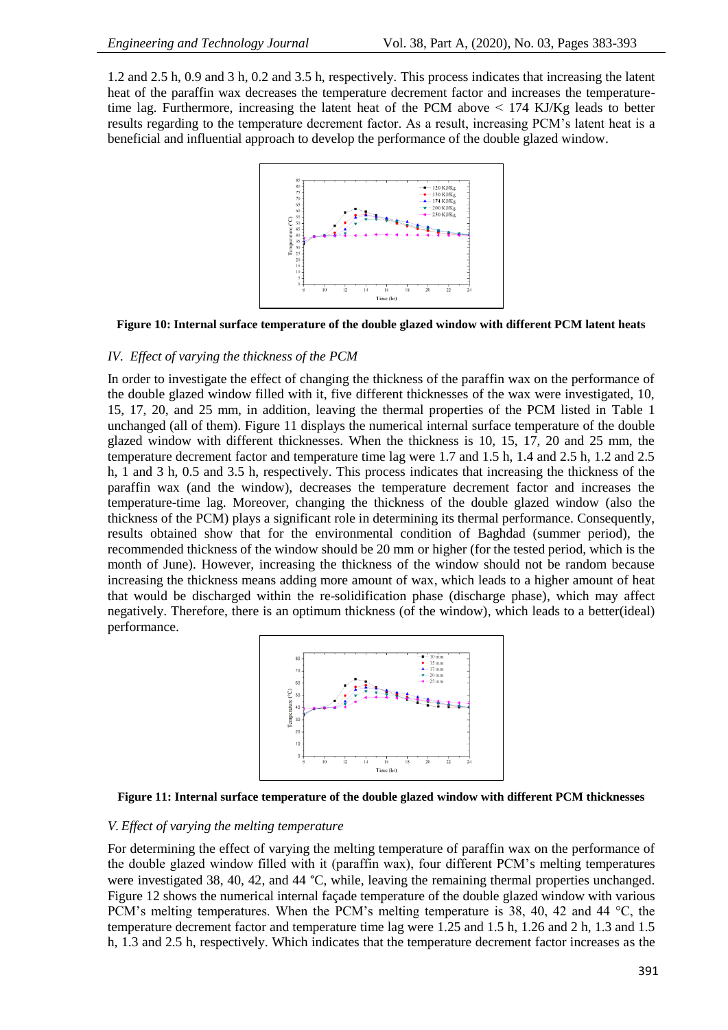1.2 and 2.5 h, 0.9 and 3 h, 0.2 and 3.5 h, respectively. This process indicates that increasing the latent heat of the paraffin wax decreases the temperature decrement factor and increases the temperature-time lag. Furthermore, increasing the latent heat of the PCM above < 174 KJ/Kg leads to better results regarding to the temperature decrement factor. As a result, increasing PCM's latent heat is a beneficial and influential approach to develop the performance of the double glazed window.

**Figure 10: Internal surface temperature of the double glazed window with different PCM latent heats**

### *IV. Effect of varying the thickness of the PCM*

In order to investigate the effect of changing the thickness of the paraffin wax on the performance of the double glazed window filled with it, five different thicknesses of the wax were investigated, 10, 15, 17, 20, and 25 mm, in addition, leaving the thermal properties of the PCM listed in Table 1 unchanged (all of them). Figure 11 displays the numerical internal surface temperature of the double glazed window with different thicknesses. When the thickness is 10, 15, 17, 20 and 25 mm, the temperature decrement factor and temperature time lag were 1.7 and 1.5 h, 1.4 and 2.5 h, 1.2 and 2.5 h, 1 and 3 h, 0.5 and 3.5 h, respectively. This process indicates that increasing the thickness of the paraffin wax (and the window), decreases the temperature decrement factor and increases the temperature-time lag. Moreover, changing the thickness of the double glazed window (also the thickness of the PCM) plays a significant role in determining its thermal performance. Consequently, results obtained show that for the environmental condition of Baghdad (summer period), the recommended thickness of the window should be 20 mm or higher (for the tested period, which is the month of June). However, increasing the thickness of the window should not be random because increasing the thickness means adding more amount of wax, which leads to a higher amount of heat that would be discharged within the re-solidification phase (discharge phase), which may affect negatively. Therefore, there is an optimum thickness (of the window), which leads to a better(ideal) performance.

**Figure 11: Internal surface temperature of the double glazed window with different PCM thicknesses**

### *V. Effect of varying the melting temperature*

For determining the effect of varying the melting temperature of paraffin wax on the performance of the double glazed window filled with it (paraffin wax), four different PCM's melting temperatures were investigated 38, 40, 42, and 44 °C, while, leaving the remaining thermal properties unchanged. Figure 12 shows the numerical internal façade temperature of the double glazed window with various PCM's melting temperatures. When the PCM's melting temperature is 38, 40, 42 and 44 °C, the temperature decrement factor and temperature time lag were 1.25 and 1.5 h, 1.26 and 2 h, 1.3 and 1.5 h, 1.3 and 2.5 h, respectively. Which indicates that the temperature decrement factor increases as the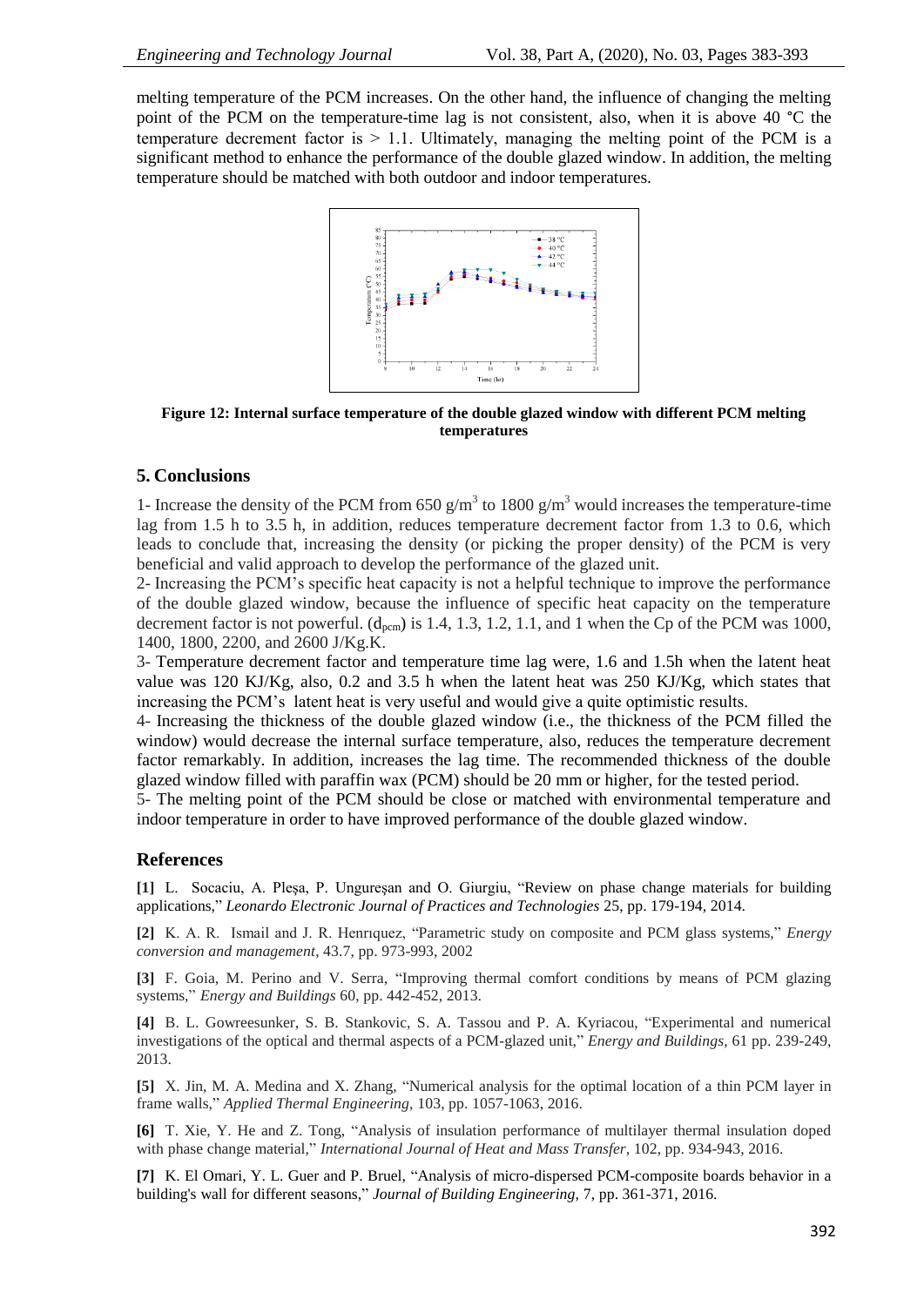melting temperature of the PCM increases. On the other hand, the influence of changing the melting point of the PCM on the temperature-time lag is not consistent, also, when it is above 40 °C the temperature decrement factor is > 1.1. Ultimately, managing the melting point of the PCM is a significant method to enhance the performance of the double glazed window. In addition, the melting temperature should be matched with both outdoor and indoor temperatures.

**Figure 12: Internal surface temperature of the double glazed window with different PCM melting temperatures**

## 5. Conclusions

1- Increase the density of the PCM from 650 g/m$^3$ to 1800 g/m$^3$ would increases the temperature-time lag from 1.5 h to 3.5 h, in addition, reduces temperature decrement factor from 1.3 to 0.6, which leads to conclude that, increasing the density (or picking the proper density) of the PCM is very beneficial and valid approach to develop the performance of the glazed unit.

2- Increasing the PCM's specific heat capacity is not a helpful technique to improve the performance of the double glazed window, because the influence of specific heat capacity on the temperature decrement factor is not powerful. ($d_{pcm}$) is 1.4, 1.3, 1.2, 1.1, and 1 when the Cp of the PCM was 1000, 1400, 1800, 2200, and 2600 J/Kg.K.

3- Temperature decrement factor and temperature time lag were, 1.6 and 1.5h when the latent heat value was 120 KJ/Kg, also, 0.2 and 3.5 h when the latent heat was 250 KJ/Kg, which states that increasing the PCM's latent heat is very useful and would give a quite optimistic results.

4- Increasing the thickness of the double glazed window (i.e., the thickness of the PCM filled the window) would decrease the internal surface temperature, also, reduces the temperature decrement factor remarkably. In addition, increases the lag time. The recommended thickness of the double glazed window filled with paraffin wax (PCM) should be 20 mm or higher, for the tested period.

5- The melting point of the PCM should be close or matched with environmental temperature and indoor temperature in order to have improved performance of the double glazed window.

## References

**[1]** L. Socaciu, A. Pleşa, P. Ungureşan and O. Giurgiu, "Review on phase change materials for building applications," *Leonardo Electronic Journal of Practices and Technologies* 25, pp. 179-194, 2014.

**[2]** K. A. R. Ismail and J. R. Henrıquez, "Parametric study on composite and PCM glass systems," *Energy conversion and management*, 43.7, pp. 973-993, 2002

**[3]** F. Goia, M. Perino and V. Serra, "Improving thermal comfort conditions by means of PCM glazing systems," *Energy and Buildings* 60, pp. 442-452, 2013.

**[4]** B. L. Gowreesunker, S. B. Stankovic, S. A. Tassou and P. A. Kyriacou, "Experimental and numerical investigations of the optical and thermal aspects of a PCM-glazed unit," *Energy and Buildings*, 61 pp. 239-249, 2013.

**[5]** X. Jin, M. A. Medina and X. Zhang, "Numerical analysis for the optimal location of a thin PCM layer in frame walls," *Applied Thermal Engineering*, 103, pp. 1057-1063, 2016.

**[6]** T. Xie, Y. He and Z. Tong, "Analysis of insulation performance of multilayer thermal insulation doped with phase change material," *International Journal of Heat and Mass Transfer,* 102, pp. 934-943, 2016.

**[7]** K. El Omari, Y. L. Guer and P. Bruel, "Analysis of micro-dispersed PCM-composite boards behavior in a building's wall for different seasons," *Journal of Building Engineering,* 7, pp. 361-371, 2016.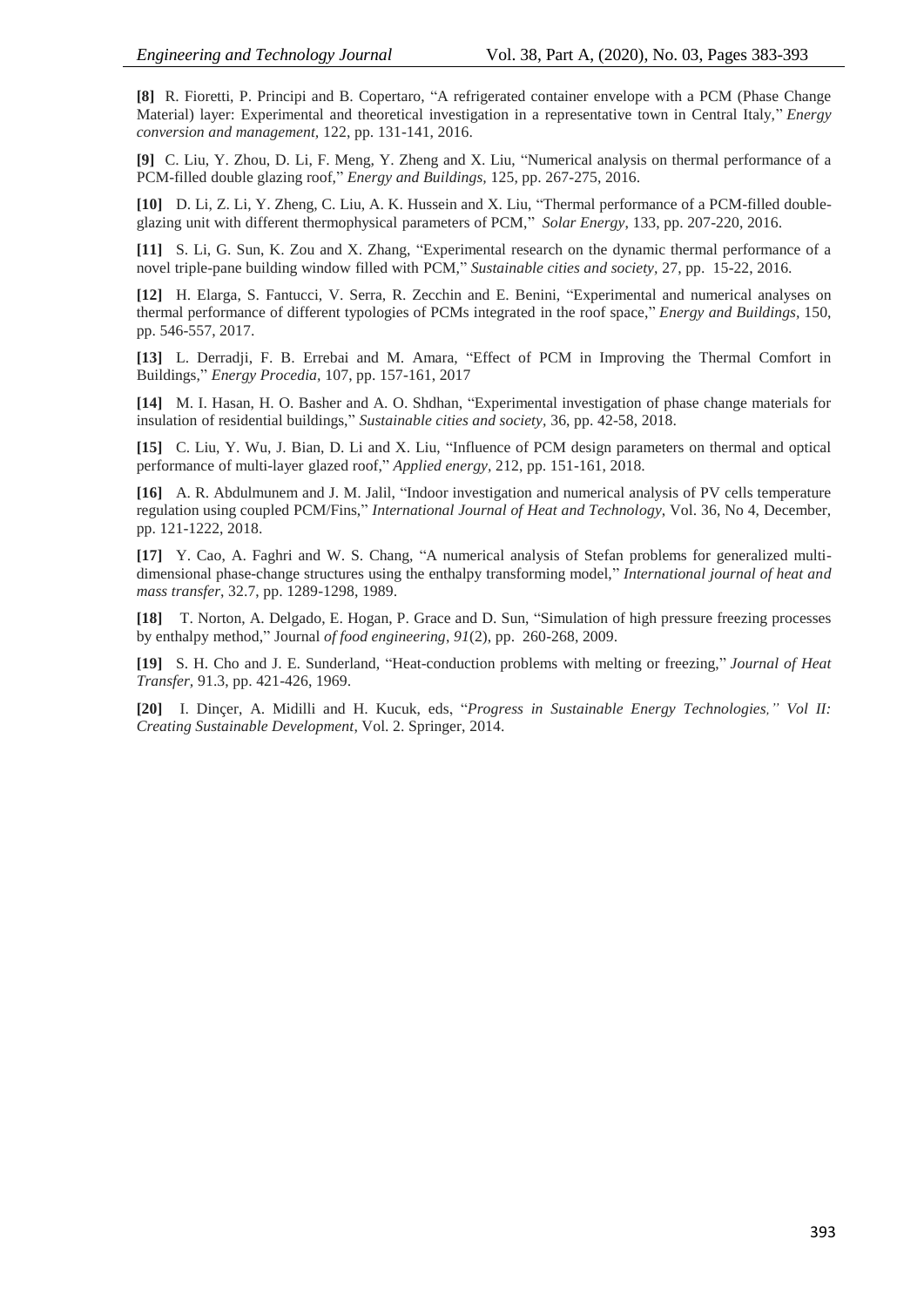**[8]** R. Fioretti, P. Principi and B. Copertaro, "A refrigerated container envelope with a PCM (Phase Change Material) layer: Experimental and theoretical investigation in a representative town in Central Italy," *Energy conversion and management,* 122, pp. 131-141, 2016.

**[9]** C. Liu, Y. Zhou, D. Li, F. Meng, Y. Zheng and X. Liu, "Numerical analysis on thermal performance of a PCM-filled double glazing roof," *Energy and Buildings,* 125, pp. 267-275, 2016.

**[10]** D. Li, Z. Li, Y. Zheng, C. Liu, A. K. Hussein and X. Liu, "Thermal performance of a PCM-filled double-glazing unit with different thermophysical parameters of PCM," *Solar Energy,* 133, pp. 207-220, 2016.

**[11]** S. Li, G. Sun, K. Zou and X. Zhang, "Experimental research on the dynamic thermal performance of a novel triple-pane building window filled with PCM," *Sustainable cities and society,* 27, pp. 15-22, 2016.

**[12]** H. Elarga, S. Fantucci, V. Serra, R. Zecchin and E. Benini, "Experimental and numerical analyses on thermal performance of different typologies of PCMs integrated in the roof space," *Energy and Buildings,* 150, pp. 546-557, 2017.

**[13]** L. Derradji, F. B. Errebai and M. Amara, "Effect of PCM in Improving the Thermal Comfort in Buildings," *Energy Procedia,* 107, pp. 157-161, 2017

**[14]** M. I. Hasan, H. O. Basher and A. O. Shdhan, "Experimental investigation of phase change materials for insulation of residential buildings," *Sustainable cities and society,* 36, pp. 42-58, 2018.

**[15]** C. Liu, Y. Wu, J. Bian, D. Li and X. Liu, "Influence of PCM design parameters on thermal and optical performance of multi-layer glazed roof," *Applied energy,* 212, pp. 151-161, 2018.

**[16]** A. R. Abdulmunem and J. M. Jalil, "Indoor investigation and numerical analysis of PV cells temperature regulation using coupled PCM/Fins," *International Journal of Heat and Technology*, Vol. 36, No 4, December, pp. 121-1222, 2018.

**[17]** Y. Cao, A. Faghri and W. S. Chang, "A numerical analysis of Stefan problems for generalized multi-dimensional phase-change structures using the enthalpy transforming model," *International journal of heat and mass transfer*, 32.7, pp. 1289-1298, 1989.

**[18]** T. Norton, A. Delgado, E. Hogan, P. Grace and D. Sun, "Simulation of high pressure freezing processes by enthalpy method," Journal *of food engineering*, *91*(2), pp. 260-268, 2009.

**[19]** S. H. Cho and J. E. Sunderland, "Heat-conduction problems with melting or freezing," *Journal of Heat Transfer,* 91.3, pp. 421-426, 1969.

**[20]** I. Dinçer, A. Midilli and H. Kucuk, eds, "*Progress in Sustainable Energy Technologies," Vol II: Creating Sustainable Development*, Vol. 2. Springer, 2014.